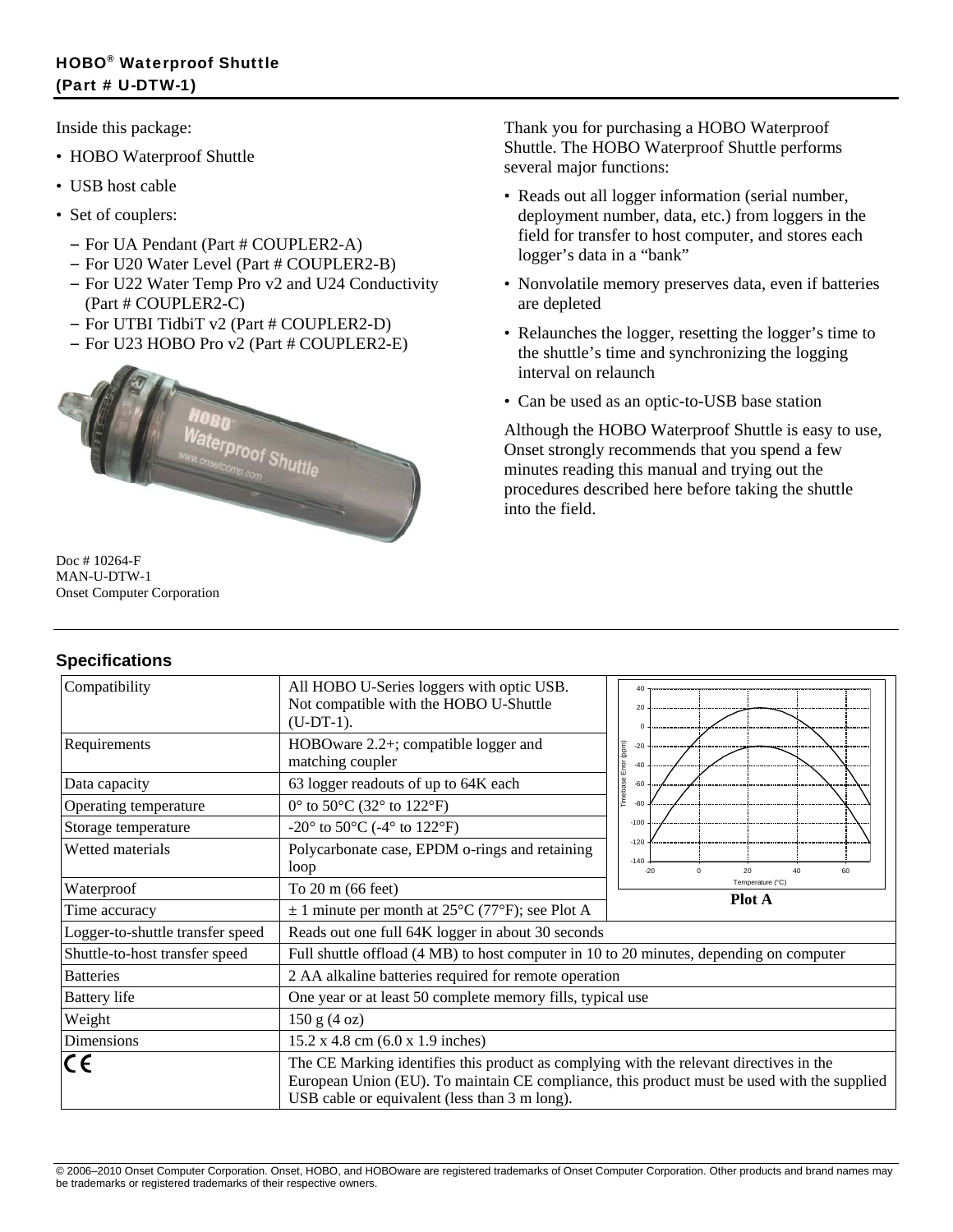# HOBO® Waterproof Shuttle (Part # U-DTW-1)

Inside this package:

- HOBO Waterproof Shuttle
- USB host cable
- Set of couplers:
  - For UA Pendant (Part # COUPLER2-A)
  - For U20 Water Level (Part # COUPLER2-B)
  - For U22 Water Temp Pro v2 and U24 Conductivity (Part # COUPLER2-C)
  - For UTBI TidbiT v2 (Part # COUPLER2-D)
  - For U23 HOBO Pro v2 (Part # COUPLER2-E)

Doc # 10264-F
MAN-U-DTW-1
Onset Computer Corporation

Thank you for purchasing a HOBO Waterproof Shuttle. The HOBO Waterproof Shuttle performs several major functions:

- Reads out all logger information (serial number, deployment number, data, etc.) from loggers in the field for transfer to host computer, and stores each logger's data in a "bank"
- Nonvolatile memory preserves data, even if batteries are depleted
- Relaunches the logger, resetting the logger's time to the shuttle's time and synchronizing the logging interval on relaunch
- Can be used as an optic-to-USB base station

Although the HOBO Waterproof Shuttle is easy to use, Onset strongly recommends that you spend a few minutes reading this manual and trying out the procedures described here before taking the shuttle into the field.

## Specifications

| | |
|---|---|
| Compatibility | All HOBO U-Series loggers with optic USB. Not compatible with the HOBO U-Shuttle (U-DT-1). |
| Requirements | HOBOware 2.2+; compatible logger and matching coupler |
| Data capacity | 63 logger readouts of up to 64K each |
| Operating temperature | 0° to 50°C (32° to 122°F) |
| Storage temperature | -20° to 50°C (-4° to 122°F) |
| Wetted materials | Polycarbonate case, EPDM o-rings and retaining loop |
| Waterproof | To 20 m (66 feet) |
| Time accuracy | ± 1 minute per month at 25°C (77°F); see Plot A |
| Logger-to-shuttle transfer speed | Reads out one full 64K logger in about 30 seconds |
| Shuttle-to-host transfer speed | Full shuttle offload (4 MB) to host computer in 10 to 20 minutes, depending on computer |
| Batteries | 2 AA alkaline batteries required for remote operation |
| Battery life | One year or at least 50 complete memory fills, typical use |
| Weight | 150 g (4 oz) |
| Dimensions | 15.2 x 4.8 cm (6.0 x 1.9 inches) |
| CE | The CE Marking identifies this product as complying with the relevant directives in the European Union (EU). To maintain CE compliance, this product must be used with the supplied USB cable or equivalent (less than 3 m long). |

**Plot A**

© 2006–2010 Onset Computer Corporation. Onset, HOBO, and HOBOware are registered trademarks of Onset Computer Corporation. Other products and brand names may be trademarks or registered trademarks of their respective owners.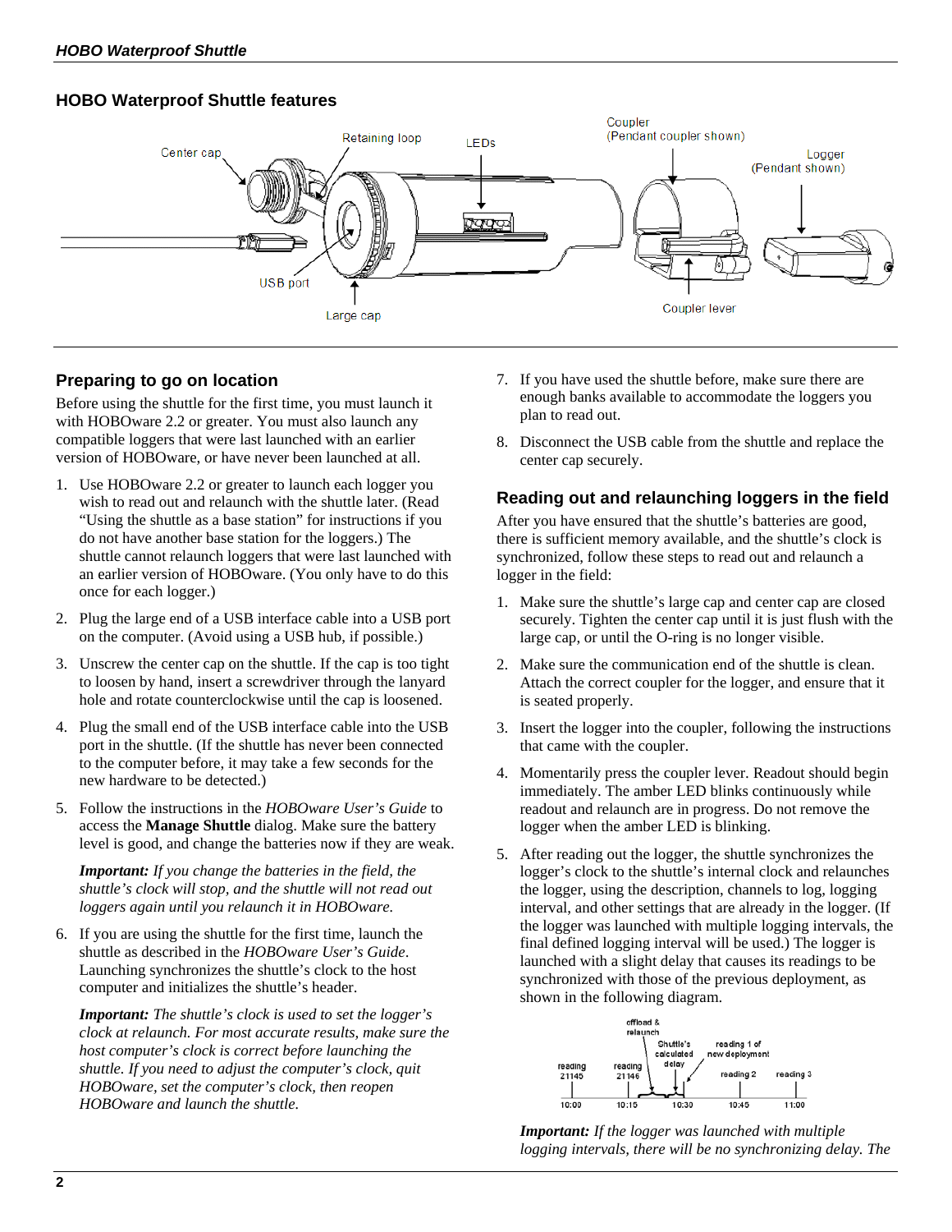## HOBO Waterproof Shuttle features

## Preparing to go on location

Before using the shuttle for the first time, you must launch it with HOBOware 2.2 or greater. You must also launch any compatible loggers that were last launched with an earlier version of HOBOware, or have never been launched at all.

1. Use HOBOware 2.2 or greater to launch each logger you wish to read out and relaunch with the shuttle later. (Read "Using the shuttle as a base station" for instructions if you do not have another base station for the loggers.) The shuttle cannot relaunch loggers that were last launched with an earlier version of HOBOware. (You only have to do this once for each logger.)

2. Plug the large end of a USB interface cable into a USB port on the computer. (Avoid using a USB hub, if possible.)

3. Unscrew the center cap on the shuttle. If the cap is too tight to loosen by hand, insert a screwdriver through the lanyard hole and rotate counterclockwise until the cap is loosened.

4. Plug the small end of the USB interface cable into the USB port in the shuttle. (If the shuttle has never been connected to the computer before, it may take a few seconds for the new hardware to be detected.)

5. Follow the instructions in the *HOBOware User's Guide* to access the **Manage Shuttle** dialog. Make sure the battery level is good, and change the batteries now if they are weak.

   ***Important:*** *If you change the batteries in the field, the shuttle's clock will stop, and the shuttle will not read out loggers again until you relaunch it in HOBOware.*

6. If you are using the shuttle for the first time, launch the shuttle as described in the *HOBOware User's Guide*. Launching synchronizes the shuttle's clock to the host computer and initializes the shuttle's header.

   ***Important:*** *The shuttle's clock is used to set the logger's clock at relaunch. For most accurate results, make sure the host computer's clock is correct before launching the shuttle. If you need to adjust the computer's clock, quit HOBOware, set the computer's clock, then reopen HOBOware and launch the shuttle.*

7. If you have used the shuttle before, make sure there are enough banks available to accommodate the loggers you plan to read out.

8. Disconnect the USB cable from the shuttle and replace the center cap securely.

## Reading out and relaunching loggers in the field

After you have ensured that the shuttle's batteries are good, there is sufficient memory available, and the shuttle's clock is synchronized, follow these steps to read out and relaunch a logger in the field:

1. Make sure the shuttle's large cap and center cap are closed securely. Tighten the center cap until it is just flush with the large cap, or until the O-ring is no longer visible.

2. Make sure the communication end of the shuttle is clean. Attach the correct coupler for the logger, and ensure that it is seated properly.

3. Insert the logger into the coupler, following the instructions that came with the coupler.

4. Momentarily press the coupler lever. Readout should begin immediately. The amber LED blinks continuously while readout and relaunch are in progress. Do not remove the logger when the amber LED is blinking.

5. After reading out the logger, the shuttle synchronizes the logger's clock to the shuttle's internal clock and relaunches the logger, using the description, channels to log, logging interval, and other settings that are already in the logger. (If the logger was launched with multiple logging intervals, the final defined logging interval will be used.) The logger is launched with a slight delay that causes its readings to be synchronized with those of the previous deployment, as shown in the following diagram.

   ***Important:*** *If the logger was launched with multiple logging intervals, there will be no synchronizing delay. The*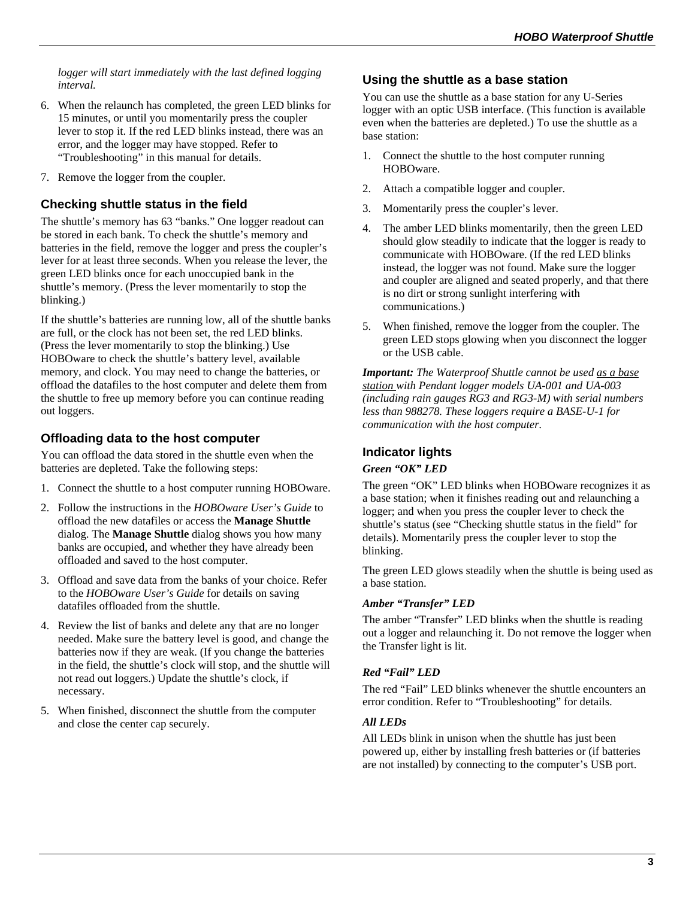*logger will start immediately with the last defined logging interval.*

6. When the relaunch has completed, the green LED blinks for 15 minutes, or until you momentarily press the coupler lever to stop it. If the red LED blinks instead, there was an error, and the logger may have stopped. Refer to "Troubleshooting" in this manual for details.
7. Remove the logger from the coupler.

### Checking shuttle status in the field

The shuttle's memory has 63 "banks." One logger readout can be stored in each bank. To check the shuttle's memory and batteries in the field, remove the logger and press the coupler's lever for at least three seconds. When you release the lever, the green LED blinks once for each unoccupied bank in the shuttle's memory. (Press the lever momentarily to stop the blinking.)

If the shuttle's batteries are running low, all of the shuttle banks are full, or the clock has not been set, the red LED blinks. (Press the lever momentarily to stop the blinking.) Use HOBOware to check the shuttle's battery level, available memory, and clock. You may need to change the batteries, or offload the datafiles to the host computer and delete them from the shuttle to free up memory before you can continue reading out loggers.

### Offloading data to the host computer

You can offload the data stored in the shuttle even when the batteries are depleted. Take the following steps:

1. Connect the shuttle to a host computer running HOBOware.
2. Follow the instructions in the *HOBOware User's Guide* to offload the new datafiles or access the **Manage Shuttle** dialog. The **Manage Shuttle** dialog shows you how many banks are occupied, and whether they have already been offloaded and saved to the host computer.
3. Offload and save data from the banks of your choice. Refer to the *HOBOware User's Guide* for details on saving datafiles offloaded from the shuttle.
4. Review the list of banks and delete any that are no longer needed. Make sure the battery level is good, and change the batteries now if they are weak. (If you change the batteries in the field, the shuttle's clock will stop, and the shuttle will not read out loggers.) Update the shuttle's clock, if necessary.
5. When finished, disconnect the shuttle from the computer and close the center cap securely.

### Using the shuttle as a base station

You can use the shuttle as a base station for any U-Series logger with an optic USB interface. (This function is available even when the batteries are depleted.) To use the shuttle as a base station:

1. Connect the shuttle to the host computer running HOBOware.
2. Attach a compatible logger and coupler.
3. Momentarily press the coupler's lever.
4. The amber LED blinks momentarily, then the green LED should glow steadily to indicate that the logger is ready to communicate with HOBOware. (If the red LED blinks instead, the logger was not found. Make sure the logger and coupler are aligned and seated properly, and that there is no dirt or strong sunlight interfering with communications.)
5. When finished, remove the logger from the coupler. The green LED stops glowing when you disconnect the logger or the USB cable.

***Important:*** *The Waterproof Shuttle cannot be used as a base station with Pendant logger models UA-001 and UA-003 (including rain gauges RG3 and RG3-M) with serial numbers less than 988278. These loggers require a BASE-U-1 for communication with the host computer.*

### Indicator lights

#### *Green "OK" LED*

The green "OK" LED blinks when HOBOware recognizes it as a base station; when it finishes reading out and relaunching a logger; and when you press the coupler lever to check the shuttle's status (see "Checking shuttle status in the field" for details). Momentarily press the coupler lever to stop the blinking.

The green LED glows steadily when the shuttle is being used as a base station.

#### *Amber "Transfer" LED*

The amber "Transfer" LED blinks when the shuttle is reading out a logger and relaunching it. Do not remove the logger when the Transfer light is lit.

#### *Red "Fail" LED*

The red "Fail" LED blinks whenever the shuttle encounters an error condition. Refer to "Troubleshooting" for details.

#### *All LEDs*

All LEDs blink in unison when the shuttle has just been powered up, either by installing fresh batteries or (if batteries are not installed) by connecting to the computer's USB port.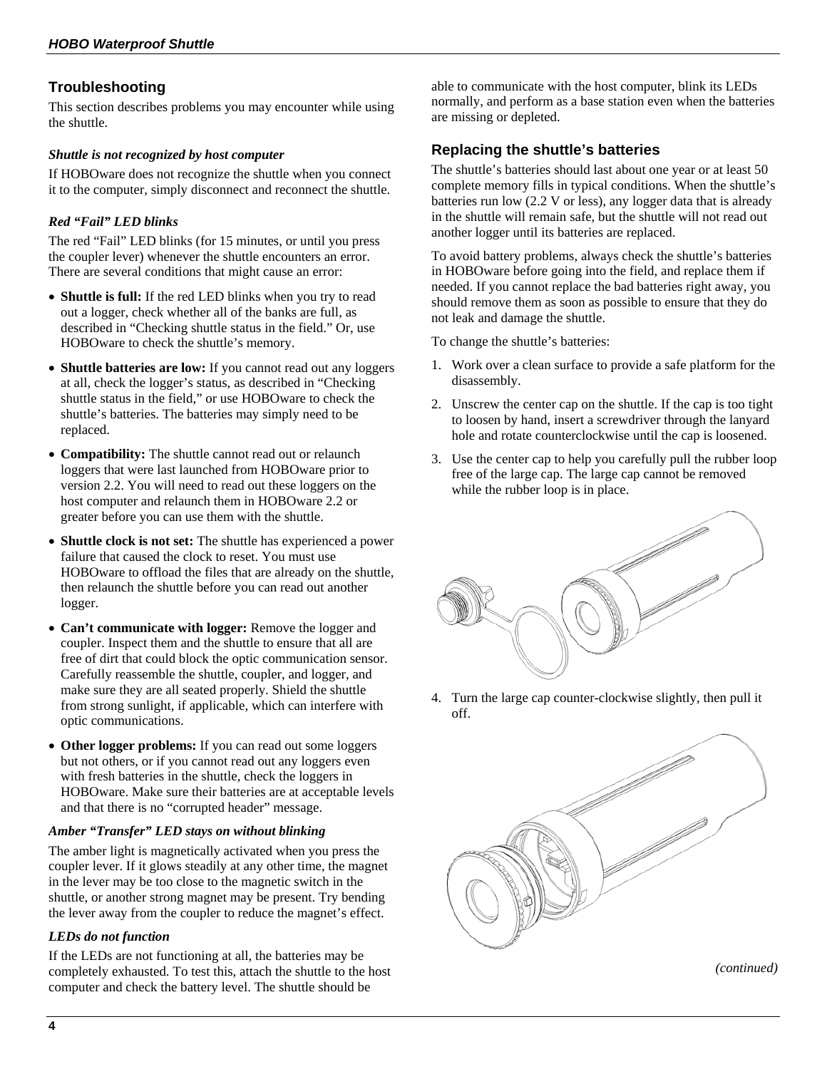## Troubleshooting

This section describes problems you may encounter while using the shuttle.

### *Shuttle is not recognized by host computer*

If HOBOware does not recognize the shuttle when you connect it to the computer, simply disconnect and reconnect the shuttle.

### *Red "Fail" LED blinks*

The red "Fail" LED blinks (for 15 minutes, or until you press the coupler lever) whenever the shuttle encounters an error. There are several conditions that might cause an error:

- **Shuttle is full:** If the red LED blinks when you try to read out a logger, check whether all of the banks are full, as described in "Checking shuttle status in the field." Or, use HOBOware to check the shuttle's memory.
- **Shuttle batteries are low:** If you cannot read out any loggers at all, check the logger's status, as described in "Checking shuttle status in the field," or use HOBOware to check the shuttle's batteries. The batteries may simply need to be replaced.
- **Compatibility:** The shuttle cannot read out or relaunch loggers that were last launched from HOBOware prior to version 2.2. You will need to read out these loggers on the host computer and relaunch them in HOBOware 2.2 or greater before you can use them with the shuttle.
- **Shuttle clock is not set:** The shuttle has experienced a power failure that caused the clock to reset. You must use HOBOware to offload the files that are already on the shuttle, then relaunch the shuttle before you can read out another logger.
- **Can't communicate with logger:** Remove the logger and coupler. Inspect them and the shuttle to ensure that all are free of dirt that could block the optic communication sensor. Carefully reassemble the shuttle, coupler, and logger, and make sure they are all seated properly. Shield the shuttle from strong sunlight, if applicable, which can interfere with optic communications.
- **Other logger problems:** If you can read out some loggers but not others, or if you cannot read out any loggers even with fresh batteries in the shuttle, check the loggers in HOBOware. Make sure their batteries are at acceptable levels and that there is no "corrupted header" message.

### *Amber "Transfer" LED stays on without blinking*

The amber light is magnetically activated when you press the coupler lever. If it glows steadily at any other time, the magnet in the lever may be too close to the magnetic switch in the shuttle, or another strong magnet may be present. Try bending the lever away from the coupler to reduce the magnet's effect.

### *LEDs do not function*

If the LEDs are not functioning at all, the batteries may be completely exhausted. To test this, attach the shuttle to the host computer and check the battery level. The shuttle should be able to communicate with the host computer, blink its LEDs normally, and perform as a base station even when the batteries are missing or depleted.

## Replacing the shuttle's batteries

The shuttle's batteries should last about one year or at least 50 complete memory fills in typical conditions. When the shuttle's batteries run low (2.2 V or less), any logger data that is already in the shuttle will remain safe, but the shuttle will not read out another logger until its batteries are replaced.

To avoid battery problems, always check the shuttle's batteries in HOBOware before going into the field, and replace them if needed. If you cannot replace the bad batteries right away, you should remove them as soon as possible to ensure that they do not leak and damage the shuttle.

To change the shuttle's batteries:

1. Work over a clean surface to provide a safe platform for the disassembly.
2. Unscrew the center cap on the shuttle. If the cap is too tight to loosen by hand, insert a screwdriver through the lanyard hole and rotate counterclockwise until the cap is loosened.
3. Use the center cap to help you carefully pull the rubber loop free of the large cap. The large cap cannot be removed while the rubber loop is in place.
4. Turn the large cap counter-clockwise slightly, then pull it off.

*(continued)*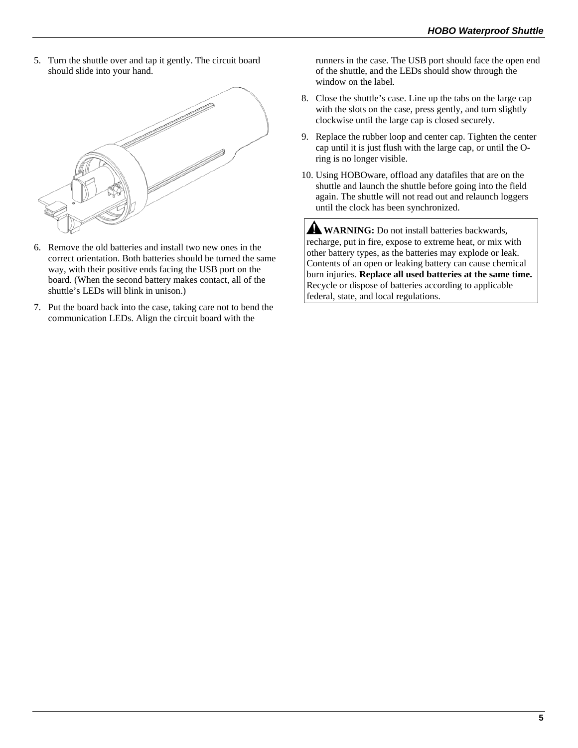5. Turn the shuttle over and tap it gently. The circuit board should slide into your hand.

6. Remove the old batteries and install two new ones in the correct orientation. Both batteries should be turned the same way, with their positive ends facing the USB port on the board. (When the second battery makes contact, all of the shuttle's LEDs will blink in unison.)

7. Put the board back into the case, taking care not to bend the communication LEDs. Align the circuit board with the runners in the case. The USB port should face the open end of the shuttle, and the LEDs should show through the window on the label.

8. Close the shuttle's case. Line up the tabs on the large cap with the slots on the case, press gently, and turn slightly clockwise until the large cap is closed securely.

9. Replace the rubber loop and center cap. Tighten the center cap until it is just flush with the large cap, or until the O-ring is no longer visible.

10. Using HOBOware, offload any datafiles that are on the shuttle and launch the shuttle before going into the field again. The shuttle will not read out and relaunch loggers until the clock has been synchronized.

> ⚠ **WARNING:** Do not install batteries backwards, recharge, put in fire, expose to extreme heat, or mix with other battery types, as the batteries may explode or leak. Contents of an open or leaking battery can cause chemical burn injuries. **Replace all used batteries at the same time.** Recycle or dispose of batteries according to applicable federal, state, and local regulations.